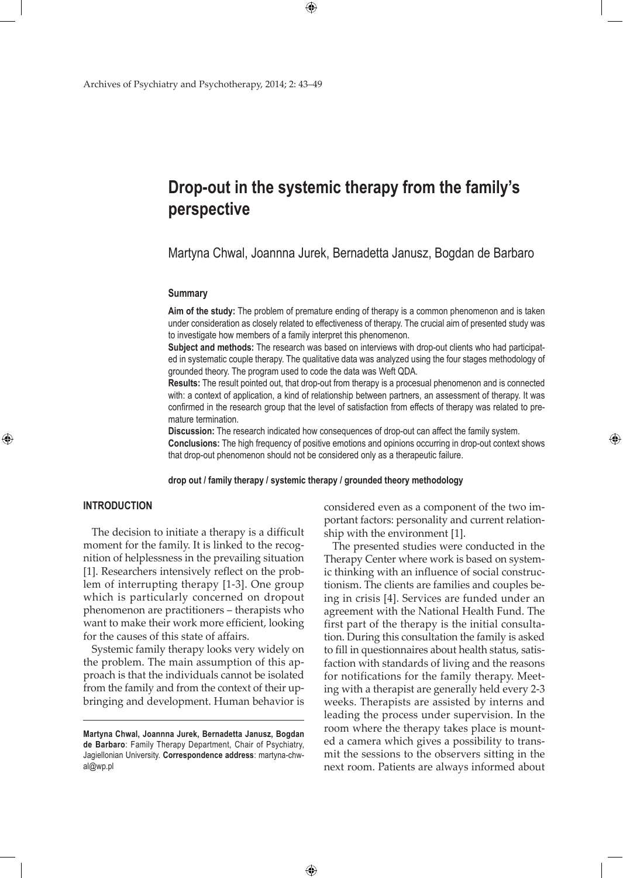# Drop-out in the systemic therapy from the family's perspective

Martyna Chwal, Joannna Jurek, Bernadetta Janusz, Bogdan de Barbaro

### Summary

**Aim of the study:** The problem of premature ending of therapy is a common phenomenon and is taken under consideration as closely related to effectiveness of therapy. The crucial aim of presented study was to investigate how members of a family interpret this phenomenon.

**Subject and methods:** The research was based on interviews with drop-out clients who had participated in systematic couple therapy. The qualitative data was analyzed using the four stages methodology of grounded theory. The program used to code the data was Weft QDA.

**Results:** The result pointed out, that drop-out from therapy is a procesual phenomenon and is connected with: a context of application, a kind of relationship between partners, an assessment of therapy. It was confirmed in the research group that the level of satisfaction from effects of therapy was related to premature termination.

**Discussion:** The research indicated how consequences of drop-out can affect the family system.

**Conclusions:** The high frequency of positive emotions and opinions occurring in drop-out context shows that drop-out phenomenon should not be considered only as a therapeutic failure.

**drop out / family therapy / systemic therapy / grounded theory methodology**

## INTRODUCTION

The decision to initiate a therapy is a difficult moment for the family. It is linked to the recognition of helplessness in the prevailing situation [1]. Researchers intensively reflect on the problem of interrupting therapy [1-3]. One group which is particularly concerned on dropout phenomenon are practitioners – therapists who want to make their work more efficient, looking for the causes of this state of affairs.

Systemic family therapy looks very widely on the problem. The main assumption of this approach is that the individuals cannot be isolated from the family and from the context of their upbringing and development. Human behavior is considered even as a component of the two important factors: personality and current relationship with the environment [1].

The presented studies were conducted in the Therapy Center where work is based on systemic thinking with an influence of social constructionism. The clients are families and couples being in crisis [4]. Services are funded under an agreement with the National Health Fund. The first part of the therapy is the initial consultation. During this consultation the family is asked to fill in questionnaires about health status, satisfaction with standards of living and the reasons for notifications for the family therapy. Meeting with a therapist are generally held every 2-3 weeks. Therapists are assisted by interns and leading the process under supervision. In the room where the therapy takes place is mounted a camera which gives a possibility to transmit the sessions to the observers sitting in the next room. Patients are always informed about

---

**Martyna Chwal, Joannna Jurek, Bernadetta Janusz, Bogdan de Barbaro**: Family Therapy Department, Chair of Psychiatry, Jagiellonian University. **Correspondence address**: martyna-chwal@wp.pl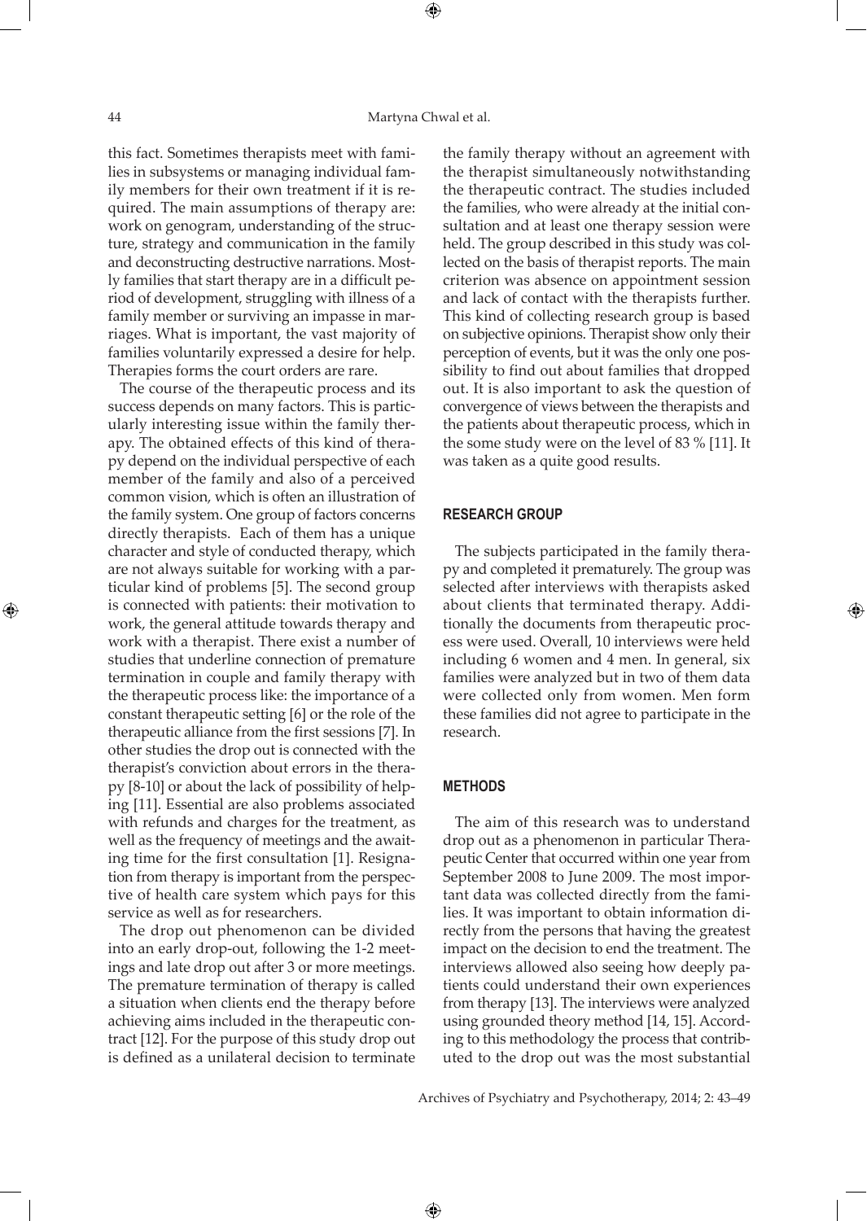this fact. Sometimes therapists meet with families in subsystems or managing individual family members for their own treatment if it is required. The main assumptions of therapy are: work on genogram, understanding of the structure, strategy and communication in the family and deconstructing destructive narrations. Mostly families that start therapy are in a difficult period of development, struggling with illness of a family member or surviving an impasse in marriages. What is important, the vast majority of families voluntarily expressed a desire for help. Therapies forms the court orders are rare.

The course of the therapeutic process and its success depends on many factors. This is particularly interesting issue within the family therapy. The obtained effects of this kind of therapy depend on the individual perspective of each member of the family and also of a perceived common vision, which is often an illustration of the family system. One group of factors concerns directly therapists. Each of them has a unique character and style of conducted therapy, which are not always suitable for working with a particular kind of problems [5]. The second group is connected with patients: their motivation to work, the general attitude towards therapy and work with a therapist. There exist a number of studies that underline connection of premature termination in couple and family therapy with the therapeutic process like: the importance of a constant therapeutic setting [6] or the role of the therapeutic alliance from the first sessions [7]. In other studies the drop out is connected with the therapist's conviction about errors in the therapy [8-10] or about the lack of possibility of helping [11]. Essential are also problems associated with refunds and charges for the treatment, as well as the frequency of meetings and the awaiting time for the first consultation [1]. Resignation from therapy is important from the perspective of health care system which pays for this service as well as for researchers.

The drop out phenomenon can be divided into an early drop-out, following the 1-2 meetings and late drop out after 3 or more meetings. The premature termination of therapy is called a situation when clients end the therapy before achieving aims included in the therapeutic contract [12]. For the purpose of this study drop out is defined as a unilateral decision to terminate the family therapy without an agreement with the therapist simultaneously notwithstanding the therapeutic contract. The studies included the families, who were already at the initial consultation and at least one therapy session were held. The group described in this study was collected on the basis of therapist reports. The main criterion was absence on appointment session and lack of contact with the therapists further. This kind of collecting research group is based on subjective opinions. Therapist show only their perception of events, but it was the only one possibility to find out about families that dropped out. It is also important to ask the question of convergence of views between the therapists and the patients about therapeutic process, which in the some study were on the level of 83 % [11]. It was taken as a quite good results.

## RESEARCH GROUP

The subjects participated in the family therapy and completed it prematurely. The group was selected after interviews with therapists asked about clients that terminated therapy. Additionally the documents from therapeutic process were used. Overall, 10 interviews were held including 6 women and 4 men. In general, six families were analyzed but in two of them data were collected only from women. Men form these families did not agree to participate in the research.

## METHODS

The aim of this research was to understand drop out as a phenomenon in particular Therapeutic Center that occurred within one year from September 2008 to June 2009. The most important data was collected directly from the families. It was important to obtain information directly from the persons that having the greatest impact on the decision to end the treatment. The interviews allowed also seeing how deeply patients could understand their own experiences from therapy [13]. The interviews were analyzed using grounded theory method [14, 15]. According to this methodology the process that contributed to the drop out was the most substantial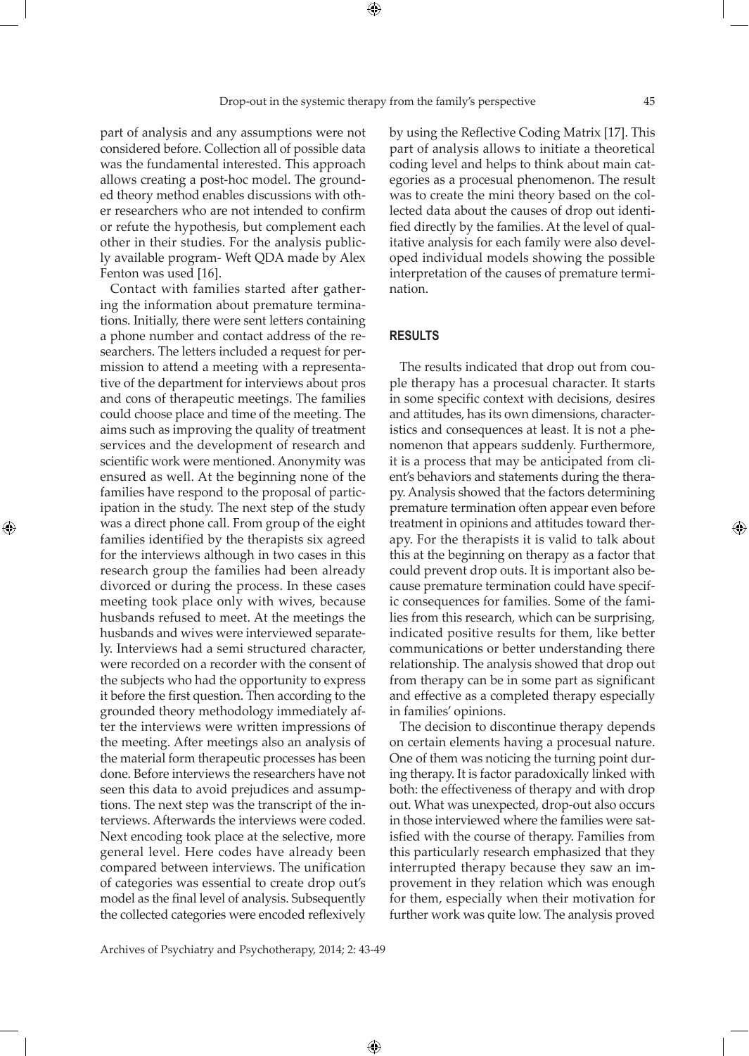part of analysis and any assumptions were not considered before. Collection all of possible data was the fundamental interested. This approach allows creating a post-hoc model. The grounded theory method enables discussions with other researchers who are not intended to confirm or refute the hypothesis, but complement each other in their studies. For the analysis publicly available program- Weft QDA made by Alex Fenton was used [16].

Contact with families started after gathering the information about premature terminations. Initially, there were sent letters containing a phone number and contact address of the researchers. The letters included a request for permission to attend a meeting with a representative of the department for interviews about pros and cons of therapeutic meetings. The families could choose place and time of the meeting. The aims such as improving the quality of treatment services and the development of research and scientific work were mentioned. Anonymity was ensured as well. At the beginning none of the families have respond to the proposal of participation in the study. The next step of the study was a direct phone call. From group of the eight families identified by the therapists six agreed for the interviews although in two cases in this research group the families had been already divorced or during the process. In these cases meeting took place only with wives, because husbands refused to meet. At the meetings the husbands and wives were interviewed separately. Interviews had a semi structured character, were recorded on a recorder with the consent of the subjects who had the opportunity to express it before the first question. Then according to the grounded theory methodology immediately after the interviews were written impressions of the meeting. After meetings also an analysis of the material form therapeutic processes has been done. Before interviews the researchers have not seen this data to avoid prejudices and assumptions. The next step was the transcript of the interviews. Afterwards the interviews were coded. Next encoding took place at the selective, more general level. Here codes have already been compared between interviews. The unification of categories was essential to create drop out's model as the final level of analysis. Subsequently the collected categories were encoded reflexively by using the Reflective Coding Matrix [17]. This part of analysis allows to initiate a theoretical coding level and helps to think about main categories as a procesual phenomenon. The result was to create the mini theory based on the collected data about the causes of drop out identified directly by the families. At the level of qualitative analysis for each family were also developed individual models showing the possible interpretation of the causes of premature termination.

## RESULTS

The results indicated that drop out from couple therapy has a procesual character. It starts in some specific context with decisions, desires and attitudes, has its own dimensions, characteristics and consequences at least. It is not a phenomenon that appears suddenly. Furthermore, it is a process that may be anticipated from client's behaviors and statements during the therapy. Analysis showed that the factors determining premature termination often appear even before treatment in opinions and attitudes toward therapy. For the therapists it is valid to talk about this at the beginning on therapy as a factor that could prevent drop outs. It is important also because premature termination could have specific consequences for families. Some of the families from this research, which can be surprising, indicated positive results for them, like better communications or better understanding there relationship. The analysis showed that drop out from therapy can be in some part as significant and effective as a completed therapy especially in families' opinions.

The decision to discontinue therapy depends on certain elements having a procesual nature. One of them was noticing the turning point during therapy. It is factor paradoxically linked with both: the effectiveness of therapy and with drop out. What was unexpected, drop-out also occurs in those interviewed where the families were satisfied with the course of therapy. Families from this particularly research emphasized that they interrupted therapy because they saw an improvement in they relation which was enough for them, especially when their motivation for further work was quite low. The analysis proved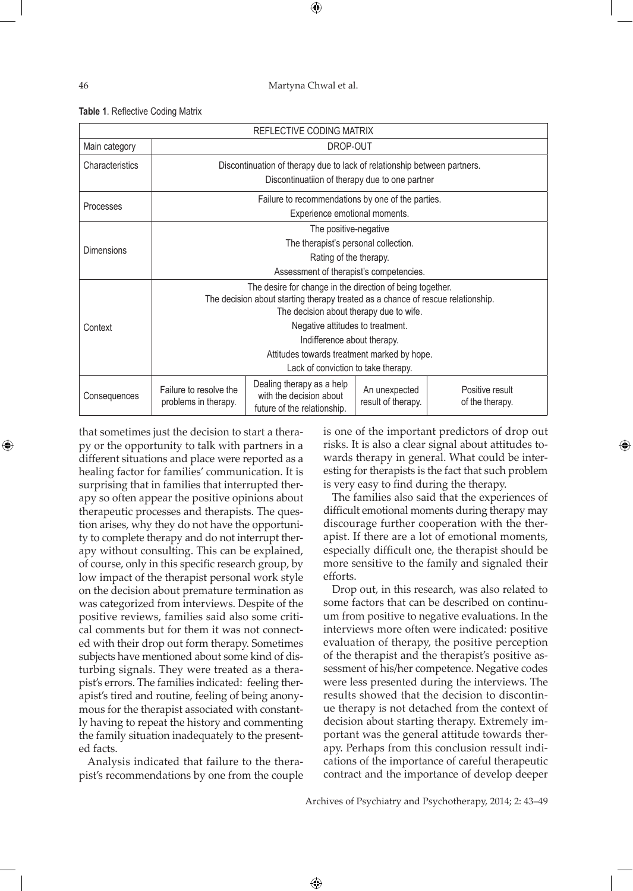**Table 1**. Reflective Coding Matrix

| REFLECTIVE CODING MATRIX | | | | |
|---|---|---|---|---|
| Main category | DROP-OUT | | | |
| Characteristics | Discontinuation of therapy due to lack of relationship between partners.<br>Discontinuatiion of therapy due to one partner | | | |
| Processes | Failure to recommendations by one of the parties.<br>Experience emotional moments. | | | |
| Dimensions | The positive-negative<br>The therapist's personal collection.<br>Rating of the therapy.<br>Assessment of therapist's competencies. | | | |
| Context | The desire for change in the direction of being together.<br>The decision about starting therapy treated as a chance of rescue relationship.<br>The decision about therapy due to wife.<br>Negative attitudes to treatment.<br>Indifference about therapy.<br>Attitudes towards treatment marked by hope.<br>Lack of conviction to take therapy. | | | |
| Consequences | Failure to resolve the problems in therapy. | Dealing therapy as a help with the decision about future of the relationship. | An unexpected result of therapy. | Positive result of the therapy. |

that sometimes just the decision to start a therapy or the opportunity to talk with partners in a different situations and place were reported as a healing factor for families' communication. It is surprising that in families that interrupted therapy so often appear the positive opinions about therapeutic processes and therapists. The question arises, why they do not have the opportunity to complete therapy and do not interrupt therapy without consulting. This can be explained, of course, only in this specific research group, by low impact of the therapist personal work style on the decision about premature termination as was categorized from interviews. Despite of the positive reviews, families said also some critical comments but for them it was not connected with their drop out form therapy. Sometimes subjects have mentioned about some kind of disturbing signals. They were treated as a therapist's errors. The families indicated: feeling therapist's tired and routine, feeling of being anonymous for the therapist associated with constantly having to repeat the history and commenting the family situation inadequately to the presented facts.

Analysis indicated that failure to the therapist's recommendations by one from the couple is one of the important predictors of drop out risks. It is also a clear signal about attitudes towards therapy in general. What could be interesting for therapists is the fact that such problem is very easy to find during the therapy.

The families also said that the experiences of difficult emotional moments during therapy may discourage further cooperation with the therapist. If there are a lot of emotional moments, especially difficult one, the therapist should be more sensitive to the family and signaled their efforts.

Drop out, in this research, was also related to some factors that can be described on continuum from positive to negative evaluations. In the interviews more often were indicated: positive evaluation of therapy, the positive perception of the therapist and the therapist's positive assessment of his/her competence. Negative codes were less presented during the interviews. The results showed that the decision to discontinue therapy is not detached from the context of decision about starting therapy. Extremely important was the general attitude towards therapy. Perhaps from this conclusion ressult indications of the importance of careful therapeutic contract and the importance of develop deeper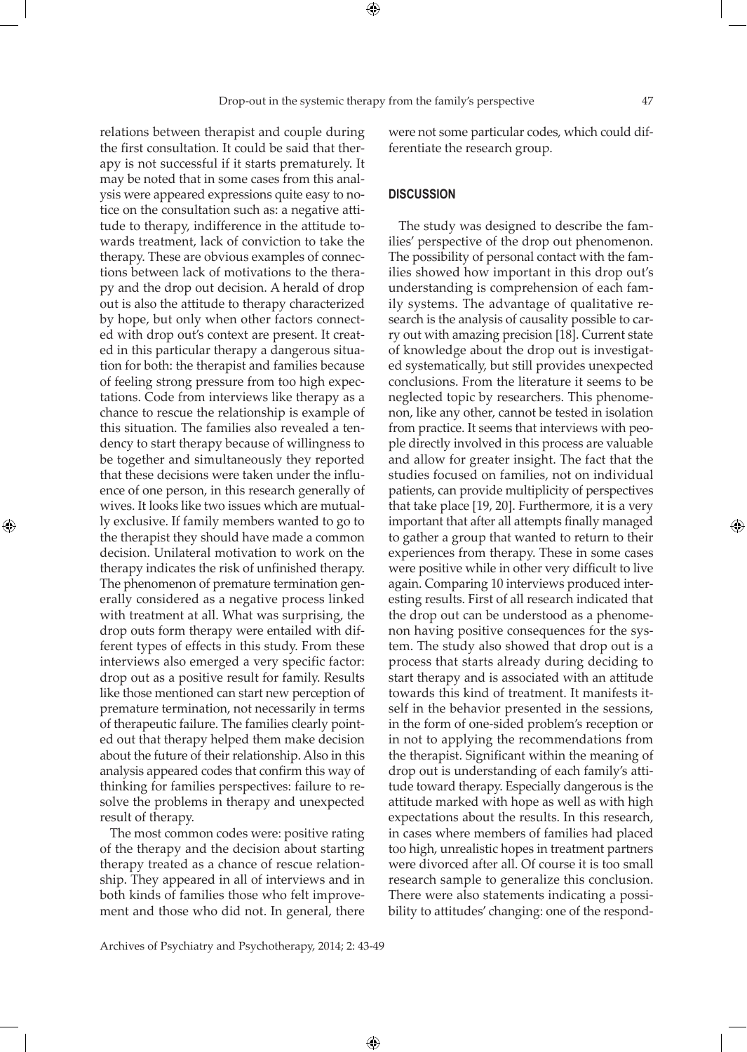relations between therapist and couple during the first consultation. It could be said that therapy is not successful if it starts prematurely. It may be noted that in some cases from this analysis were appeared expressions quite easy to notice on the consultation such as: a negative attitude to therapy, indifference in the attitude towards treatment, lack of conviction to take the therapy. These are obvious examples of connections between lack of motivations to the therapy and the drop out decision. A herald of drop out is also the attitude to therapy characterized by hope, but only when other factors connected with drop out's context are present. It created in this particular therapy a dangerous situation for both: the therapist and families because of feeling strong pressure from too high expectations. Code from interviews like therapy as a chance to rescue the relationship is example of this situation. The families also revealed a tendency to start therapy because of willingness to be together and simultaneously they reported that these decisions were taken under the influence of one person, in this research generally of wives. It looks like two issues which are mutually exclusive. If family members wanted to go to the therapist they should have made a common decision. Unilateral motivation to work on the therapy indicates the risk of unfinished therapy. The phenomenon of premature termination generally considered as a negative process linked with treatment at all. What was surprising, the drop outs form therapy were entailed with different types of effects in this study. From these interviews also emerged a very specific factor: drop out as a positive result for family. Results like those mentioned can start new perception of premature termination, not necessarily in terms of therapeutic failure. The families clearly pointed out that therapy helped them make decision about the future of their relationship. Also in this analysis appeared codes that confirm this way of thinking for families perspectives: failure to resolve the problems in therapy and unexpected result of therapy.

The most common codes were: positive rating of the therapy and the decision about starting therapy treated as a chance of rescue relationship. They appeared in all of interviews and in both kinds of families those who felt improvement and those who did not. In general, there were not some particular codes, which could differentiate the research group.

## DISCUSSION

The study was designed to describe the families' perspective of the drop out phenomenon. The possibility of personal contact with the families showed how important in this drop out's understanding is comprehension of each family systems. The advantage of qualitative research is the analysis of causality possible to carry out with amazing precision [18]. Current state of knowledge about the drop out is investigated systematically, but still provides unexpected conclusions. From the literature it seems to be neglected topic by researchers. This phenomenon, like any other, cannot be tested in isolation from practice. It seems that interviews with people directly involved in this process are valuable and allow for greater insight. The fact that the studies focused on families, not on individual patients, can provide multiplicity of perspectives that take place [19, 20]. Furthermore, it is a very important that after all attempts finally managed to gather a group that wanted to return to their experiences from therapy. These in some cases were positive while in other very difficult to live again. Comparing 10 interviews produced interesting results. First of all research indicated that the drop out can be understood as a phenomenon having positive consequences for the system. The study also showed that drop out is a process that starts already during deciding to start therapy and is associated with an attitude towards this kind of treatment. It manifests itself in the behavior presented in the sessions, in the form of one-sided problem's reception or in not to applying the recommendations from the therapist. Significant within the meaning of drop out is understanding of each family's attitude toward therapy. Especially dangerous is the attitude marked with hope as well as with high expectations about the results. In this research, in cases where members of families had placed too high, unrealistic hopes in treatment partners were divorced after all. Of course it is too small research sample to generalize this conclusion. There were also statements indicating a possibility to attitudes' changing: one of the respond-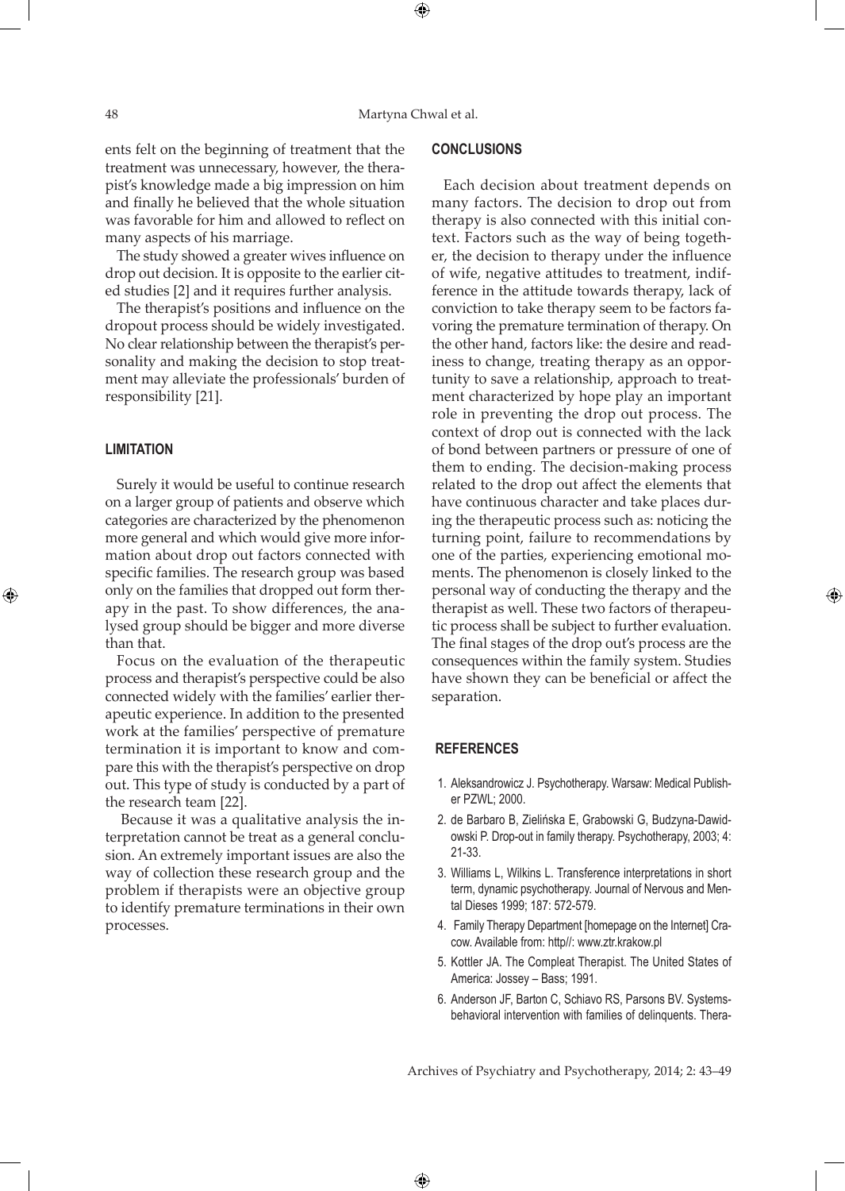ents felt on the beginning of treatment that the treatment was unnecessary, however, the therapist's knowledge made a big impression on him and finally he believed that the whole situation was favorable for him and allowed to reflect on many aspects of his marriage.

The study showed a greater wives influence on drop out decision. It is opposite to the earlier cited studies [2] and it requires further analysis.

The therapist's positions and influence on the dropout process should be widely investigated. No clear relationship between the therapist's personality and making the decision to stop treatment may alleviate the professionals' burden of responsibility [21].

## LIMITATION

Surely it would be useful to continue research on a larger group of patients and observe which categories are characterized by the phenomenon more general and which would give more information about drop out factors connected with specific families. The research group was based only on the families that dropped out form therapy in the past. To show differences, the analysed group should be bigger and more diverse than that.

Focus on the evaluation of the therapeutic process and therapist's perspective could be also connected widely with the families' earlier therapeutic experience. In addition to the presented work at the families' perspective of premature termination it is important to know and compare this with the therapist's perspective on drop out. This type of study is conducted by a part of the research team [22].

Because it was a qualitative analysis the interpretation cannot be treat as a general conclusion. An extremely important issues are also the way of collection these research group and the problem if therapists were an objective group to identify premature terminations in their own processes.

## CONCLUSIONS

Each decision about treatment depends on many factors. The decision to drop out from therapy is also connected with this initial context. Factors such as the way of being together, the decision to therapy under the influence of wife, negative attitudes to treatment, indifference in the attitude towards therapy, lack of conviction to take therapy seem to be factors favoring the premature termination of therapy. On the other hand, factors like: the desire and readiness to change, treating therapy as an opportunity to save a relationship, approach to treatment characterized by hope play an important role in preventing the drop out process. The context of drop out is connected with the lack of bond between partners or pressure of one of them to ending. The decision-making process related to the drop out affect the elements that have continuous character and take places during the therapeutic process such as: noticing the turning point, failure to recommendations by one of the parties, experiencing emotional moments. The phenomenon is closely linked to the personal way of conducting the therapy and the therapist as well. These two factors of therapeutic process shall be subject to further evaluation. The final stages of the drop out's process are the consequences within the family system. Studies have shown they can be beneficial or affect the separation.

## REFERENCES

1. Aleksandrowicz J. Psychotherapy. Warsaw: Medical Publisher PZWL; 2000.
2. de Barbaro B, Zielińska E, Grabowski G, Budzyna-Dawidowski P. Drop-out in family therapy. Psychotherapy, 2003; 4: 21-33.
3. Williams L, Wilkins L. Transference interpretations in short term, dynamic psychotherapy. Journal of Nervous and Mental Dieses 1999; 187: 572-579.
4. Family Therapy Department [homepage on the Internet] Cracow. Available from: http//: www.ztr.krakow.pl
5. Kottler JA. The Compleat Therapist. The United States of America: Jossey – Bass; 1991.
6. Anderson JF, Barton C, Schiavo RS, Parsons BV. Systems-behavioral intervention with families of delinquents. Thera-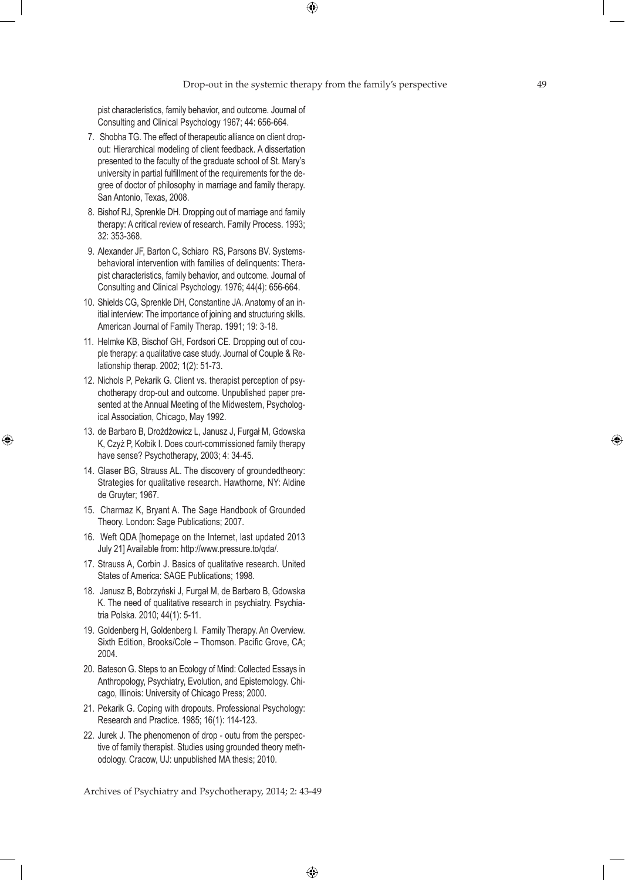pist characteristics, family behavior, and outcome. Journal of Consulting and Clinical Psychology 1967; 44: 656-664.

7. Shobha TG. The effect of therapeutic alliance on client drop-out: Hierarchical modeling of client feedback. A dissertation presented to the faculty of the graduate school of St. Mary's university in partial fulfillment of the requirements for the degree of doctor of philosophy in marriage and family therapy. San Antonio, Texas, 2008.
8. Bishof RJ, Sprenkle DH. Dropping out of marriage and family therapy: A critical review of research. Family Process. 1993; 32: 353-368.
9. Alexander JF, Barton C, Schiaro RS, Parsons BV. Systems-behavioral intervention with families of delinquents: Therapist characteristics, family behavior, and outcome. Journal of Consulting and Clinical Psychology. 1976; 44(4): 656-664.
10. Shields CG, Sprenkle DH, Constantine JA. Anatomy of an initial interview: The importance of joining and structuring skills. American Journal of Family Therap. 1991; 19: 3-18.
11. Helmke KB, Bischof GH, Fordsori CE. Dropping out of couple therapy: a qualitative case study. Journal of Couple & Relationship therap. 2002; 1(2): 51-73.
12. Nichols P, Pekarik G. Client vs. therapist perception of psychotherapy drop-out and outcome. Unpublished paper presented at the Annual Meeting of the Midwestern, Psychological Association, Chicago, May 1992.
13. de Barbaro B, Drożdżowicz L, Janusz J, Furgał M, Gdowska K, Czyż P, Kołbik I. Does court-commissioned family therapy have sense? Psychotherapy, 2003; 4: 34-45.
14. Glaser BG, Strauss AL. The discovery of groundedtheory: Strategies for qualitative research. Hawthorne, NY: Aldine de Gruyter; 1967.
15. Charmaz K, Bryant A. The Sage Handbook of Grounded Theory. London: Sage Publications; 2007.
16. Weft QDA [homepage on the Internet, last updated 2013 July 21] Available from: http://www.pressure.to/qda/.
17. Strauss A, Corbin J. Basics of qualitative research. United States of America: SAGE Publications; 1998.
18. Janusz B, Bobrzyński J, Furgał M, de Barbaro B, Gdowska K. The need of qualitative research in psychiatry. Psychiatria Polska. 2010; 44(1): 5-11.
19. Goldenberg H, Goldenberg I. Family Therapy. An Overview. Sixth Edition, Brooks/Cole – Thomson. Pacific Grove, CA; 2004.
20. Bateson G. Steps to an Ecology of Mind: Collected Essays in Anthropology, Psychiatry, Evolution, and Epistemology. Chicago, Illinois: University of Chicago Press; 2000.
21. Pekarik G. Coping with dropouts. Professional Psychology: Research and Practice. 1985; 16(1): 114-123.
22. Jurek J. The phenomenon of drop - outu from the perspective of family therapist. Studies using grounded theory methodology. Cracow, UJ: unpublished MA thesis; 2010.